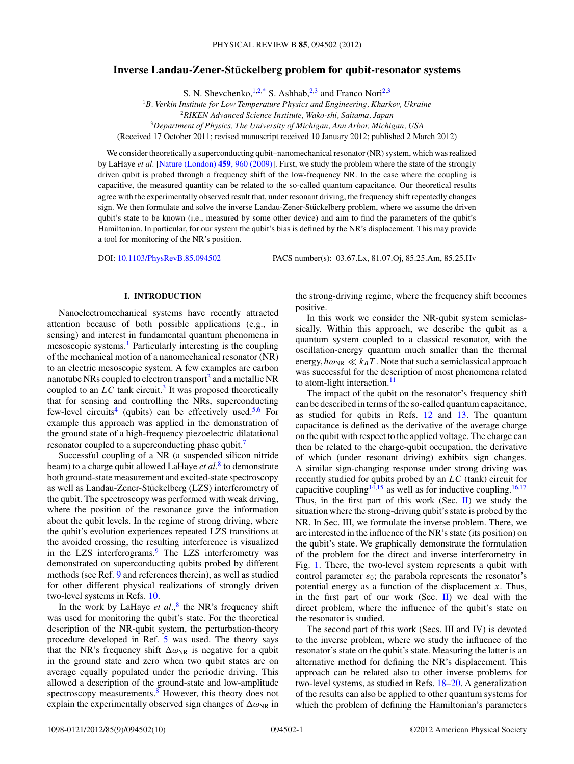# Inverse Landau-Zener-Stückelberg problem for qubit-resonator systems

S. N. Shevchenko,[1,2,*] S. Ashhab,[2,3] and Franco Nori[2,3]

[1]*B. Verkin Institute for Low Temperature Physics and Engineering, Kharkov, Ukraine*
[2]*RIKEN Advanced Science Institute, Wako-shi, Saitama, Japan*
[3]*Department of Physics, The University of Michigan, Ann Arbor, Michigan, USA*

(Received 17 October 2011; revised manuscript received 10 January 2012; published 2 March 2012)

We consider theoretically a superconducting qubit–nanomechanical resonator (NR) system, which was realized by LaHaye *et al.* [Nature (London) **459**, 960 (2009)]. First, we study the problem where the state of the strongly driven qubit is probed through a frequency shift of the low-frequency NR. In the case where the coupling is capacitive, the measured quantity can be related to the so-called quantum capacitance. Our theoretical results agree with the experimentally observed result that, under resonant driving, the frequency shift repeatedly changes sign. We then formulate and solve the inverse Landau-Zener-Stückelberg problem, where we assume the driven qubit's state to be known (i.e., measured by some other device) and aim to find the parameters of the qubit's Hamiltonian. In particular, for our system the qubit's bias is defined by the NR's displacement. This may provide a tool for monitoring of the NR's position.

DOI: 10.1103/PhysRevB.85.094502 PACS number(s): 03.67.Lx, 81.07.Oj, 85.25.Am, 85.25.Hv

## I. INTRODUCTION

Nanoelectromechanical systems have recently attracted attention because of both possible applications (e.g., in sensing) and interest in fundamental quantum phenomena in mesoscopic systems.[1] Particularly interesting is the coupling of the mechanical motion of a nanomechanical resonator (NR) to an electric mesoscopic system. A few examples are carbon nanotube NRs coupled to electron transport[2] and a metallic NR coupled to an $LC$ tank circuit.[3] It was proposed theoretically that for sensing and controlling the NRs, superconducting few-level circuits[4] (qubits) can be effectively used.[5,6] For example this approach was applied in the demonstration of the ground state of a high-frequency piezoelectric dilatational resonator coupled to a superconducting phase qubit.[7]

Successful coupling of a NR (a suspended silicon nitride beam) to a charge qubit allowed LaHaye *et al.*[8] to demonstrate both ground-state measurement and excited-state spectroscopy as well as Landau-Zener-Stückelberg (LZS) interferometry of the qubit. The spectroscopy was performed with weak driving, where the position of the resonance gave the information about the qubit levels. In the regime of strong driving, where the qubit's evolution experiences repeated LZS transitions at the avoided crossing, the resulting interference is visualized in the LZS interferograms.[9] The LZS interferometry was demonstrated on superconducting qubits probed by different methods (see Ref. 9 and references therein), as well as studied for other different physical realizations of strongly driven two-level systems in Refs. 10.

In the work by LaHaye *et al.*,[8] the NR's frequency shift was used for monitoring the qubit's state. For the theoretical description of the NR-qubit system, the perturbation-theory procedure developed in Ref. 5 was used. The theory says that the NR's frequency shift $\Delta\omega_{\mathrm{NR}}$ is negative for a qubit in the ground state and zero when two qubit states are on average equally populated under the periodic driving. This allowed a description of the ground-state and low-amplitude spectroscopy measurements.[8] However, this theory does not explain the experimentally observed sign changes of $\Delta\omega_{\mathrm{NR}}$ in the strong-driving regime, where the frequency shift becomes positive.

In this work we consider the NR-qubit system semiclassically. Within this approach, we describe the qubit as a quantum system coupled to a classical resonator, with the oscillation-energy quantum much smaller than the thermal energy, $\hbar\omega_{\mathrm{NR}} \ll k_B T$. Note that such a semiclassical approach was successful for the description of most phenomena related to atom-light interaction.[11]

The impact of the qubit on the resonator's frequency shift can be described in terms of the so-called quantum capacitance, as studied for qubits in Refs. 12 and 13. The quantum capacitance is defined as the derivative of the average charge on the qubit with respect to the applied voltage. The charge can then be related to the charge-qubit occupation, the derivative of which (under resonant driving) exhibits sign changes. A similar sign-changing response under strong driving was recently studied for qubits probed by an $LC$ (tank) circuit for capacitive coupling[14,15] as well as for inductive coupling.[16,17] Thus, in the first part of this work (Sec. II) we study the situation where the strong-driving qubit's state is probed by the NR. In Sec. III, we formulate the inverse problem. There, we are interested in the influence of the NR's state (its position) on the qubit's state. We graphically demonstrate the formulation of the problem for the direct and inverse interferometry in Fig. 1. There, the two-level system represents a qubit with control parameter $\varepsilon_0$; the parabola represents the resonator's potential energy as a function of the displacement $x$. Thus, in the first part of our work (Sec. II) we deal with the direct problem, where the influence of the qubit's state on the resonator is studied.

The second part of this work (Secs. III and IV) is devoted to the inverse problem, where we study the influence of the resonator's state on the qubit's state. Measuring the latter is an alternative method for defining the NR's displacement. This approach can be related also to other inverse problems for two-level systems, as studied in Refs. 18–20. A generalization of the results can also be applied to other quantum systems for which the problem of defining the Hamiltonian's parameters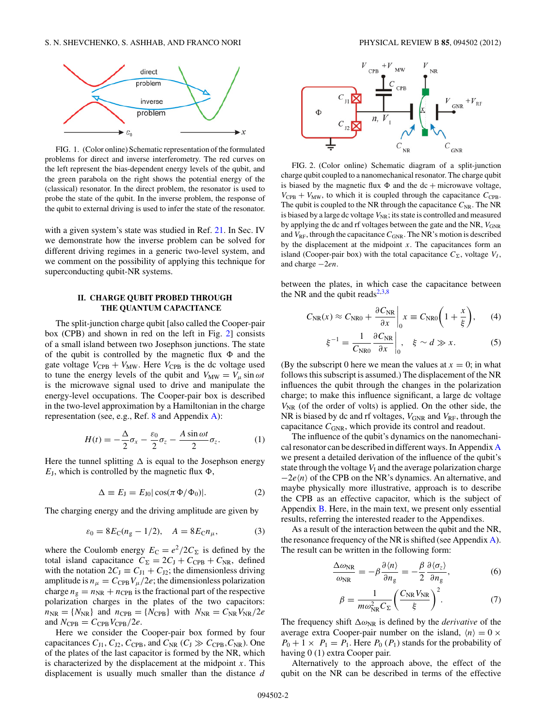FIG. 1. (Color online) Schematic representation of the formulated problems for direct and inverse interferometry. The red curves on the left represent the bias-dependent energy levels of the qubit, and the green parabola on the right shows the potential energy of the (classical) resonator. In the direct problem, the resonator is used to probe the state of the qubit. In the inverse problem, the response of the qubit to external driving is used to infer the state of the resonator.

with a given system's state was studied in Ref. 21. In Sec. IV we demonstrate how the inverse problem can be solved for different driving regimes in a generic two-level system, and we comment on the possibility of applying this technique for superconducting qubit-NR systems.

## II. CHARGE QUBIT PROBED THROUGH THE QUANTUM CAPACITANCE

The split-junction charge qubit [also called the Cooper-pair box (CPB) and shown in red on the left in Fig. 2] consists of a small island between two Josephson junctions. The state of the qubit is controlled by the magnetic flux $\Phi$ and the gate voltage $V_{\rm CPB} + V_{\rm MW}$. Here $V_{\rm CPB}$ is the dc voltage used to tune the energy levels of the qubit and $V_{\rm MW} = V_\mu \sin \omega t$ is the microwave signal used to drive and manipulate the energy-level occupations. The Cooper-pair box is described in the two-level approximation by a Hamiltonian in the charge representation (see, e.g., Ref. 8 and Appendix A):

$$H(t) = -\frac{\Delta}{2}\sigma_x - \frac{\varepsilon_0}{2}\sigma_z - \frac{A\sin\omega t}{2}\sigma_z. \tag{1}$$

Here the tunnel splitting $\Delta$ is equal to the Josephson energy $E_{\rm J}$, which is controlled by the magnetic flux $\Phi$,

$$\Delta \equiv E_{\rm J} = E_{\rm J0}|\cos(\pi\Phi/\Phi_0)|. \tag{2}$$

The charging energy and the driving amplitude are given by

$$\varepsilon_0 = 8E_{\rm C}(n_{\rm g} - 1/2), \quad A = 8E_{\rm C}n_\mu, \tag{3}$$

where the Coulomb energy $E_{\rm C} = e^2/2C_\Sigma$ is defined by the total island capacitance $C_\Sigma = 2C_{\rm J} + C_{\rm CPB} + C_{\rm NR}$, defined with the notation $2C_{\rm J} \equiv C_{\rm J1} + C_{\rm J2}$; the dimensionless driving amplitude is $n_\mu = C_{\rm CPB}V_\mu/2e$; the dimensionless polarization charge $n_{\rm g} = n_{\rm NR} + n_{\rm CPB}$ is the fractional part of the respective polarization charges in the plates of the two capacitors: $n_{\rm NR} = \{N_{\rm NR}\}$ and $n_{\rm CPB} = \{N_{\rm CPB}\}$ with $N_{\rm NR} = C_{\rm NR}V_{\rm NR}/2e$ and $N_{\rm CPB} = C_{\rm CPB}V_{\rm CPB}/2e$.

Here we consider the Cooper-pair box formed by four capacitances $C_{\rm J1}$, $C_{\rm J2}$, $C_{\rm CPB}$, and $C_{\rm NR}$ ($C_J \gg C_{\rm CPB}, C_{\rm NR}$). One of the plates of the last capacitor is formed by the NR, which is characterized by the displacement at the midpoint $x$. This displacement is usually much smaller than the distance $d$ between the plates, in which case the capacitance between the NR and the qubit reads[2,3,8]

$$C_{\rm NR}(x) \approx C_{\rm NR0} + \left.\frac{\partial C_{\rm NR}}{\partial x}\right|_0 x \equiv C_{\rm NR0}\left(1 + \frac{x}{\xi}\right), \tag{4}$$

$$\xi^{-1} = \frac{1}{C_{\rm NR0}}\left.\frac{\partial C_{\rm NR}}{\partial x}\right|_0, \quad \xi \sim d \gg x. \tag{5}$$

(By the subscript 0 here we mean the values at $x = 0$; in what follows this subscript is assumed.) The displacement of the NR influences the qubit through the changes in the polarization charge; to make this influence significant, a large dc voltage $V_{\rm NR}$ (of the order of volts) is applied. On the other side, the NR is biased by dc and rf voltages, $V_{\rm GNR}$ and $V_{\rm RF}$, through the capacitance $C_{\rm GNR}$, which provide its control and readout.

FIG. 2. (Color online) Schematic diagram of a split-junction charge qubit coupled to a nanomechanical resonator. The charge qubit is biased by the magnetic flux $\Phi$ and the dc + microwave voltage, $V_{\rm CPB} + V_{\rm MW}$, to which it is coupled through the capacitance $C_{\rm CPB}$. The qubit is coupled to the NR through the capacitance $C_{\rm NR}$. The NR is biased by a large dc voltage $V_{\rm NR}$; its state is controlled and measured by applying the dc and rf voltages between the gate and the NR, $V_{\rm GNR}$ and $V_{\rm RF}$, through the capacitance $C_{\rm GNR}$. The NR's motion is described by the displacement at the midpoint $x$. The capacitances form an island (Cooper-pair box) with the total capacitance $C_\Sigma$, voltage $V_I$, and charge $-2en$.

The influence of the qubit's dynamics on the nanomechanical resonator can be described in different ways. In Appendix A we present a detailed derivation of the influence of the qubit's state through the voltage $V_{\rm I}$ and the average polarization charge $-2e\langle n\rangle$ of the CPB on the NR's dynamics. An alternative, and maybe physically more illustrative, approach is to describe the CPB as an effective capacitor, which is the subject of Appendix B. Here, in the main text, we present only essential results, referring the interested reader to the Appendixes.

As a result of the interaction between the qubit and the NR, the resonance frequency of the NR is shifted (see Appendix A). The result can be written in the following form:

$$\frac{\Delta\omega_{\rm NR}}{\omega_{\rm NR}} = -\beta\frac{\partial\langle n\rangle}{\partial n_{\rm g}} = -\frac{\beta}{2}\frac{\partial\langle\sigma_z\rangle}{\partial n_{\rm g}}, \tag{6}$$

$$\beta = \frac{1}{m\omega_{\rm NR}^2 C_\Sigma}\left(\frac{C_{\rm NR}V_{\rm NR}}{\xi}\right)^2. \tag{7}$$

The frequency shift $\Delta\omega_{\rm NR}$ is defined by the *derivative* of the average extra Cooper-pair number on the island, $\langle n\rangle = 0 \times P_0 + 1 \times P_1 = P_1$. Here $P_0$ ($P_1$) stands for the probability of having 0 (1) extra Cooper pair.

Alternatively to the approach above, the effect of the qubit on the NR can be described in terms of the effective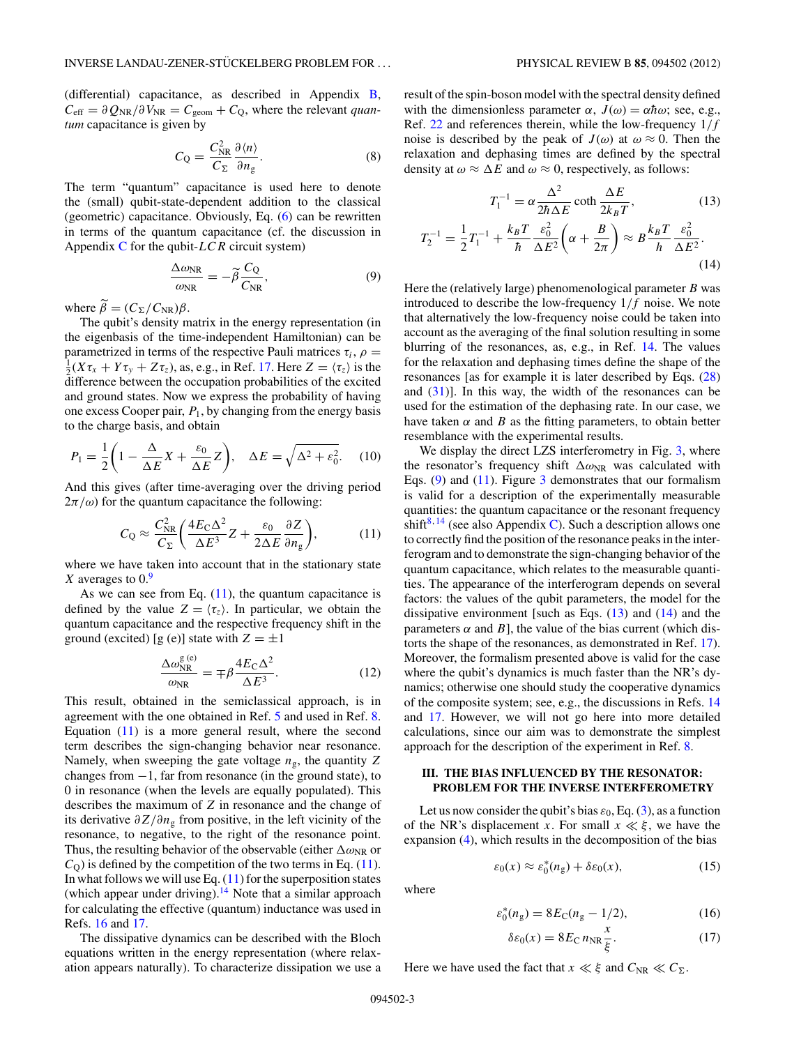(differential) capacitance, as described in Appendix B, $C_{\rm eff} = \partial Q_{\rm NR}/\partial V_{\rm NR} = C_{\rm geom} + C_{\rm Q}$, where the relevant *quantum* capacitance is given by

$$C_{\rm Q} = \frac{C_{\rm NR}^2}{C_\Sigma}\frac{\partial \langle n\rangle}{\partial n_{\rm g}}. \tag{8}$$

The term "quantum" capacitance is used here to denote the (small) qubit-state-dependent addition to the classical (geometric) capacitance. Obviously, Eq. (6) can be rewritten in terms of the quantum capacitance (cf. the discussion in Appendix C for the qubit-$LCR$ circuit system)

$$\frac{\Delta\omega_{\rm NR}}{\omega_{\rm NR}} = -\widetilde{\beta}\frac{C_{\rm Q}}{C_{\rm NR}}, \tag{9}$$

where $\widetilde{\beta} = (C_\Sigma/C_{\rm NR})\beta$.

The qubit's density matrix in the energy representation (in the eigenbasis of the time-independent Hamiltonian) can be parametrized in terms of the respective Pauli matrices $\tau_i$, $\rho = \frac{1}{2}(X\tau_x + Y\tau_y + Z\tau_z)$, as, e.g., in Ref. 17. Here $Z = \langle\tau_z\rangle$ is the difference between the occupation probabilities of the excited and ground states. Now we express the probability of having one excess Cooper pair, $P_1$, by changing from the energy basis to the charge basis, and obtain

$$P_1 = \frac{1}{2}\left(1 - \frac{\Delta}{\Delta E}X + \frac{\varepsilon_0}{\Delta E}Z\right), \quad \Delta E = \sqrt{\Delta^2 + \varepsilon_0^2}. \tag{10}$$

And this gives (after time-averaging over the driving period $2\pi/\omega$) for the quantum capacitance the following:

$$C_{\rm Q} \approx \frac{C_{\rm NR}^2}{C_\Sigma}\left(\frac{4E_{\rm C}\Delta^2}{\Delta E^3}Z + \frac{\varepsilon_0}{2\Delta E}\frac{\partial Z}{\partial n_{\rm g}}\right), \tag{11}$$

where we have taken into account that in the stationary state $X$ averages to 0.[9]

As we can see from Eq. (11), the quantum capacitance is defined by the value $Z = \langle\tau_z\rangle$. In particular, we obtain the quantum capacitance and the respective frequency shift in the ground (excited) [g (e)] state with $Z = \pm 1$

$$\frac{\Delta\omega_{\rm NR}^{\rm g\,(e)}}{\omega_{\rm NR}} = \mp\beta\frac{4E_{\rm C}\Delta^2}{\Delta E^3}. \tag{12}$$

This result, obtained in the semiclassical approach, is in agreement with the one obtained in Ref. 5 and used in Ref. 8. Equation (11) is a more general result, where the second term describes the sign-changing behavior near resonance. Namely, when sweeping the gate voltage $n_{\rm g}$, the quantity $Z$ changes from $-1$, far from resonance (in the ground state), to 0 in resonance (when the levels are equally populated). This describes the maximum of $Z$ in resonance and the change of its derivative $\partial Z/\partial n_{\rm g}$ from positive, in the left vicinity of the resonance, to negative, to the right of the resonance point. Thus, the resulting behavior of the observable (either $\Delta\omega_{\rm NR}$ or $C_{\rm Q}$) is defined by the competition of the two terms in Eq. (11). In what follows we will use Eq. (11) for the superposition states (which appear under driving).[14] Note that a similar approach for calculating the effective (quantum) inductance was used in Refs. 16 and 17.

The dissipative dynamics can be described with the Bloch equations written in the energy representation (where relaxation appears naturally). To characterize dissipation we use a result of the spin-boson model with the spectral density defined with the dimensionless parameter $\alpha$, $J(\omega) = \alpha\hbar\omega$; see, e.g., Ref. 22 and references therein, while the low-frequency $1/f$ noise is described by the peak of $J(\omega)$ at $\omega \approx 0$. Then the relaxation and dephasing times are defined by the spectral density at $\omega \approx \Delta E$ and $\omega \approx 0$, respectively, as follows:

$$T_1^{-1} = \alpha\frac{\Delta^2}{2\hbar\Delta E}\coth\frac{\Delta E}{2k_B T}, \tag{13}$$

$$T_2^{-1} = \frac{1}{2}T_1^{-1} + \frac{k_B T}{\hbar}\frac{\varepsilon_0^2}{\Delta E^2}\left(\alpha + \frac{B}{2\pi}\right) \approx B\frac{k_B T}{h}\frac{\varepsilon_0^2}{\Delta E^2}. \tag{14}$$

Here the (relatively large) phenomenological parameter $B$ was introduced to describe the low-frequency $1/f$ noise. We note that alternatively the low-frequency noise could be taken into account as the averaging of the final solution resulting in some blurring of the resonances, as, e.g., in Ref. 14. The values for the relaxation and dephasing times define the shape of the resonances [as for example it is later described by Eqs. (28) and (31)]. In this way, the width of the resonances can be used for the estimation of the dephasing rate. In our case, we have taken $\alpha$ and $B$ as the fitting parameters, to obtain better resemblance with the experimental results.

We display the direct LZS interferometry in Fig. 3, where the resonator's frequency shift $\Delta\omega_{\rm NR}$ was calculated with Eqs. (9) and (11). Figure 3 demonstrates that our formalism is valid for a description of the experimentally measurable quantities: the quantum capacitance or the resonant frequency shift[8,14] (see also Appendix C). Such a description allows one to correctly find the position of the resonance peaks in the interferogram and to demonstrate the sign-changing behavior of the quantum capacitance, which relates to the measurable quantities. The appearance of the interferogram depends on several factors: the values of the qubit parameters, the model for the dissipative environment [such as Eqs. (13) and (14) and the parameters $\alpha$ and $B$], the value of the bias current (which distorts the shape of the resonances, as demonstrated in Ref. 17). Moreover, the formalism presented above is valid for the case where the qubit's dynamics is much faster than the NR's dynamics; otherwise one should study the cooperative dynamics of the composite system; see, e.g., the discussions in Refs. 14 and 17. However, we will not go here into more detailed calculations, since our aim was to demonstrate the simplest approach for the description of the experiment in Ref. 8.

## III. THE BIAS INFLUENCED BY THE RESONATOR: PROBLEM FOR THE INVERSE INTERFEROMETRY

Let us now consider the qubit's bias $\varepsilon_0$, Eq. (3), as a function of the NR's displacement $x$. For small $x \ll \xi$, we have the expansion (4), which results in the decomposition of the bias

$$\varepsilon_0(x) \approx \varepsilon_0^*(n_{\rm g}) + \delta\varepsilon_0(x), \tag{15}$$

where

$$\varepsilon_0^*(n_{\rm g}) = 8E_{\rm C}(n_{\rm g} - 1/2), \tag{16}$$

$$\delta\varepsilon_0(x) = 8E_{\rm C}\,n_{\rm NR}\frac{x}{\xi}. \tag{17}$$

Here we have used the fact that $x \ll \xi$ and $C_{\rm NR} \ll C_\Sigma$.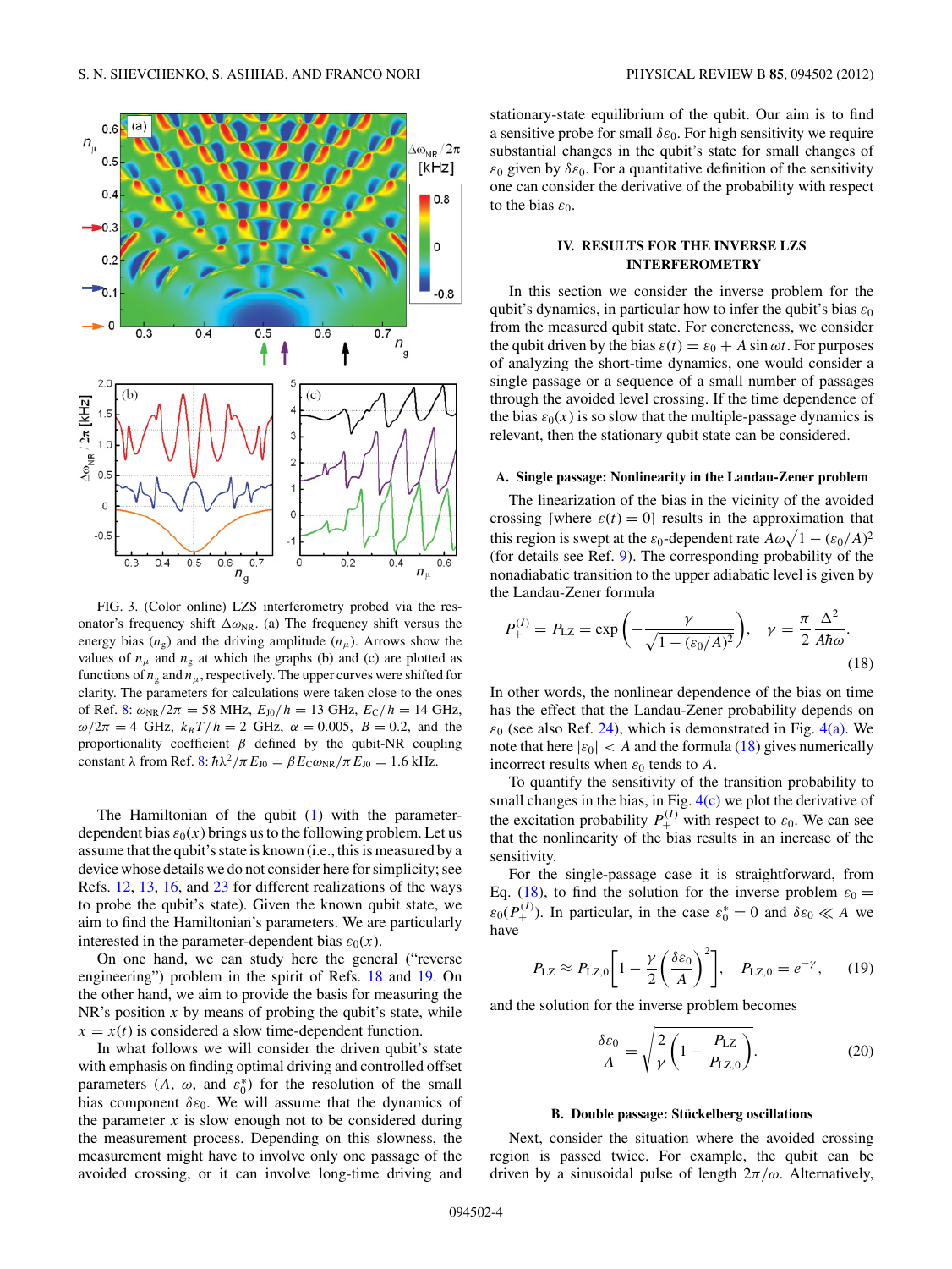FIG. 3. (Color online) LZS interferometry probed via the resonator's frequency shift $\Delta\omega_{\rm NR}$. (a) The frequency shift versus the energy bias ($n_g$) and the driving amplitude ($n_\mu$). Arrows show the values of $n_\mu$ and $n_g$ at which the graphs (b) and (c) are plotted as functions of $n_g$ and $n_\mu$, respectively. The upper curves were shifted for clarity. The parameters for calculations were taken close to the ones of Ref. 8: $\omega_{\rm NR}/2\pi = 58$ MHz, $E_{J0}/h = 13$ GHz, $E_C/h = 14$ GHz, $\omega/2\pi = 4$ GHz, $k_BT/h = 2$ GHz, $\alpha = 0.005$, $B = 0.2$, and the proportionality coefficient $\beta$ defined by the qubit-NR coupling constant $\lambda$ from Ref. 8: $\hbar\lambda^2/\pi E_{J0} = \beta E_C\omega_{\rm NR}/\pi E_{J0} = 1.6$ kHz.

The Hamiltonian of the qubit (1) with the parameter-dependent bias $\varepsilon_0(x)$ brings us to the following problem. Let us assume that the qubit's state is known (i.e., this is measured by a device whose details we do not consider here for simplicity; see Refs. 12, 13, 16, and 23 for different realizations of the ways to probe the qubit's state). Given the known qubit state, we aim to find the Hamiltonian's parameters. We are particularly interested in the parameter-dependent bias $\varepsilon_0(x)$.

On one hand, we can study here the general ("reverse engineering") problem in the spirit of Refs. 18 and 19. On the other hand, we aim to provide the basis for measuring the NR's position $x$ by means of probing the qubit's state, while $x = x(t)$ is considered a slow time-dependent function.

In what follows we will consider the driven qubit's state with emphasis on finding optimal driving and controlled offset parameters ($A$, $\omega$, and $\varepsilon_0^*$) for the resolution of the small bias component $\delta\varepsilon_0$. We will assume that the dynamics of the parameter $x$ is slow enough not to be considered during the measurement process. Depending on this slowness, the measurement might have to involve only one passage of the avoided crossing, or it can involve long-time driving and stationary-state equilibrium of the qubit. Our aim is to find a sensitive probe for small $\delta\varepsilon_0$. For high sensitivity we require substantial changes in the qubit's state for small changes of $\varepsilon_0$ given by $\delta\varepsilon_0$. For a quantitative definition of the sensitivity one can consider the derivative of the probability with respect to the bias $\varepsilon_0$.

## IV. RESULTS FOR THE INVERSE LZS INTERFEROMETRY

In this section we consider the inverse problem for the qubit's dynamics, in particular how to infer the qubit's bias $\varepsilon_0$ from the measured qubit state. For concreteness, we consider the qubit driven by the bias $\varepsilon(t) = \varepsilon_0 + A\sin\omega t$. For purposes of analyzing the short-time dynamics, one would consider a single passage or a sequence of a small number of passages through the avoided level crossing. If the time dependence of the bias $\varepsilon_0(x)$ is so slow that the multiple-passage dynamics is relevant, then the stationary qubit state can be considered.

### A. Single passage: Nonlinearity in the Landau-Zener problem

The linearization of the bias in the vicinity of the avoided crossing [where $\varepsilon(t) = 0$] results in the approximation that this region is swept at the $\varepsilon_0$-dependent rate $A\omega\sqrt{1-(\varepsilon_0/A)^2}$ (for details see Ref. 9). The corresponding probability of the nonadiabatic transition to the upper adiabatic level is given by the Landau-Zener formula

$$P_+^{(I)} = P_{\rm LZ} = \exp\left(-\frac{\gamma}{\sqrt{1-(\varepsilon_0/A)^2}}\right), \quad \gamma = \frac{\pi}{2}\frac{\Delta^2}{A\hbar\omega}. \tag{18}$$

In other words, the nonlinear dependence of the bias on time has the effect that the Landau-Zener probability depends on $\varepsilon_0$ (see also Ref. 24), which is demonstrated in Fig. 4(a). We note that here $|\varepsilon_0| < A$ and the formula (18) gives numerically incorrect results when $\varepsilon_0$ tends to $A$.

To quantify the sensitivity of the transition probability to small changes in the bias, in Fig. 4(c) we plot the derivative of the excitation probability $P_+^{(I)}$ with respect to $\varepsilon_0$. We can see that the nonlinearity of the bias results in an increase of the sensitivity.

For the single-passage case it is straightforward, from Eq. (18), to find the solution for the inverse problem $\varepsilon_0 = \varepsilon_0(P_+^{(I)})$. In particular, in the case $\varepsilon_0^* = 0$ and $\delta\varepsilon_0 \ll A$ we have

$$P_{\rm LZ} \approx P_{\rm LZ,0}\left[1 - \frac{\gamma}{2}\left(\frac{\delta\varepsilon_0}{A}\right)^2\right], \quad P_{\rm LZ,0} = e^{-\gamma}, \tag{19}$$

and the solution for the inverse problem becomes

$$\frac{\delta\varepsilon_0}{A} = \sqrt{\frac{2}{\gamma}\left(1 - \frac{P_{\rm LZ}}{P_{\rm LZ,0}}\right)}. \tag{20}$$

### B. Double passage: Stückelberg oscillations

Next, consider the situation where the avoided crossing region is passed twice. For example, the qubit can be driven by a sinusoidal pulse of length $2\pi/\omega$. Alternatively,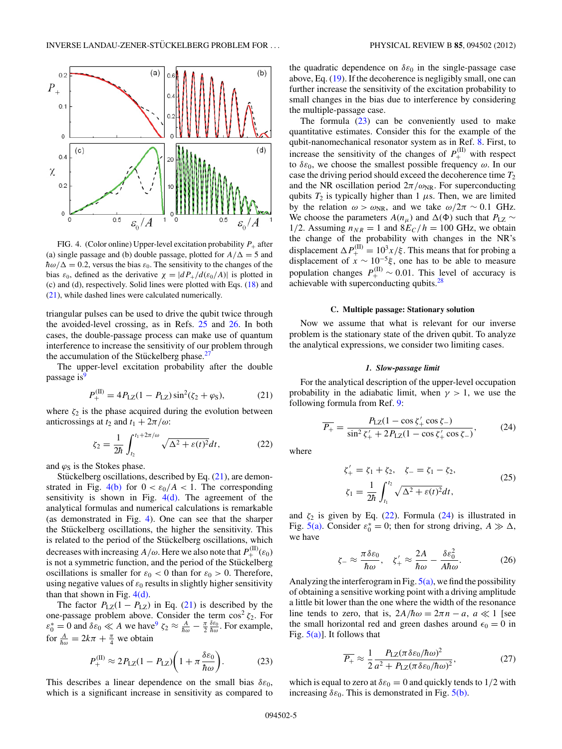FIG. 4. (Color online) Upper-level excitation probability $P_+$ after (a) single passage and (b) double passage, plotted for $A/\Delta = 5$ and $\hbar\omega/\Delta = 0.2$, versus the bias $\varepsilon_0$. The sensitivity to the changes of the bias $\varepsilon_0$, defined as the derivative $\chi = |dP_+/d(\varepsilon_0/A)|$ is plotted in (c) and (d), respectively. Solid lines were plotted with Eqs. (18) and (21), while dashed lines were calculated numerically.

triangular pulses can be used to drive the qubit twice through the avoided-level crossing, as in Refs. 25 and 26. In both cases, the double-passage process can make use of quantum interference to increase the sensitivity of our problem through the accumulation of the Stückelberg phase.[27]

The upper-level excitation probability after the double passage is[9]

$$P_+^{(\mathrm{II})} = 4P_{\mathrm{LZ}}(1 - P_{\mathrm{LZ}})\sin^2(\zeta_2 + \varphi_{\mathrm{S}}), \tag{21}$$

where $\zeta_2$ is the phase acquired during the evolution between anticrossings at $t_2$ and $t_1 + 2\pi/\omega$:

$$\zeta_2 = \frac{1}{2\hbar}\int_{t_2}^{t_1+2\pi/\omega}\sqrt{\Delta^2 + \varepsilon(t)^2}dt, \tag{22}$$

and $\varphi_{\mathrm{S}}$ is the Stokes phase.

Stückelberg oscillations, described by Eq. (21), are demonstrated in Fig. 4(b) for $0 < \varepsilon_0/A < 1$. The corresponding sensitivity is shown in Fig. 4(d). The agreement of the analytical formulas and numerical calculations is remarkable (as demonstrated in Fig. 4). One can see that the sharper the Stückelberg oscillations, the higher the sensitivity. This is related to the period of the Stückelberg oscillations, which decreases with increasing $A/\omega$. Here we also note that $P_+^{(\mathrm{II})}(\varepsilon_0)$ is not a symmetric function, and the period of the Stückelberg oscillations is smaller for $\varepsilon_0 < 0$ than for $\varepsilon_0 > 0$. Therefore, using negative values of $\varepsilon_0$ results in slightly higher sensitivity than that shown in Fig. 4(d).

The factor $P_{\mathrm{LZ}}(1 - P_{\mathrm{LZ}})$ in Eq. (21) is described by the one-passage problem above. Consider the term $\cos^2\zeta_2$. For $\varepsilon_0^* = 0$ and $\delta\varepsilon_0 \ll A$ we have[9] $\zeta_2 \approx \frac{A}{\hbar\omega} - \frac{\pi}{2}\frac{\delta\varepsilon_0}{\hbar\omega}$. For example, for $\frac{A}{\hbar\omega} = 2k\pi + \frac{\pi}{4}$ we obtain

$$P_+^{(\mathrm{II})} \approx 2P_{\mathrm{LZ}}(1 - P_{\mathrm{LZ}})\left(1 + \pi\frac{\delta\varepsilon_0}{\hbar\omega}\right). \tag{23}$$

This describes a linear dependence on the small bias $\delta\varepsilon_0$, which is a significant increase in sensitivity as compared to the quadratic dependence on $\delta\varepsilon_0$ in the single-passage case above, Eq. (19). If the decoherence is negligibly small, one can further increase the sensitivity of the excitation probability to small changes in the bias due to interference by considering the multiple-passage case.

The formula (23) can be conveniently used to make quantitative estimates. Consider this for the example of the qubit-nanomechanical resonator system as in Ref. 8. First, to increase the sensitivity of the changes of $P_+^{(\mathrm{II})}$ with respect to $\delta\varepsilon_0$, we choose the smallest possible frequency $\omega$. In our case the driving period should exceed the decoherence time $T_2$ and the NR oscillation period $2\pi/\omega_{\mathrm{NR}}$. For superconducting qubits $T_2$ is typically higher than 1 $\mu$s. Then, we are limited by the relation $\omega > \omega_{\mathrm{NR}}$, and we take $\omega/2\pi \sim 0.1$ GHz. We choose the parameters $A(n_\mu)$ and $\Delta(\Phi)$ such that $P_{\mathrm{LZ}} \sim 1/2$. Assuming $n_{NR} = 1$ and $8E_C/h = 100$ GHz, we obtain the change of the probability with changes in the NR's displacement $\Delta P_+^{(\mathrm{II})} = 10^3 x/\xi$. This means that for probing a displacement of $x \sim 10^{-5}\xi$, one has to be able to measure population changes $P_+^{(\mathrm{II})} \sim 0.01$. This level of accuracy is achievable with superconducting qubits.[28]

### C. Multiple passage: Stationary solution

Now we assume that what is relevant for our inverse problem is the stationary state of the driven qubit. To analyze the analytical expressions, we consider two limiting cases.

#### 1. Slow-passage limit

For the analytical description of the upper-level occupation probability in the adiabatic limit, when $\gamma > 1$, we use the following formula from Ref. 9:

$$\overline{P_+} = \frac{P_{\mathrm{LZ}}(1 - \cos\zeta_+'\cos\zeta_-)}{\sin^2\zeta_+' + 2P_{\mathrm{LZ}}(1 - \cos\zeta_+'\cos\zeta_-)}, \tag{24}$$

where

$$\zeta_+' = \zeta_1 + \zeta_2, \quad \zeta_- = \zeta_1 - \zeta_2, \qquad \zeta_1 = \frac{1}{2\hbar}\int_{t_1}^{t_2}\sqrt{\Delta^2 + \varepsilon(t)^2}dt, \tag{25}$$

and $\zeta_2$ is given by Eq. (22). Formula (24) is illustrated in Fig. 5(a). Consider $\varepsilon_0^* = 0$; then for strong driving, $A \gg \Delta$, we have

$$\zeta_- \approx \frac{\pi\delta\varepsilon_0}{\hbar\omega}, \quad \zeta_+' \approx \frac{2A}{\hbar\omega} - \frac{\delta\varepsilon_0^2}{A\hbar\omega}. \tag{26}$$

Analyzing the interferogram in Fig. 5(a), we find the possibility of obtaining a sensitive working point with a driving amplitude a little bit lower than the one where the width of the resonance line tends to zero, that is, $2A/\hbar\omega = 2\pi n - a$, $a \ll 1$ [see the small horizontal red and green dashes around $\epsilon_0 = 0$ in Fig. 5(a)]. It follows that

$$\overline{P_+} \approx \frac{1}{2}\frac{P_{\mathrm{LZ}}(\pi\delta\varepsilon_0/\hbar\omega)^2}{a^2 + P_{\mathrm{LZ}}(\pi\delta\varepsilon_0/\hbar\omega)^2}, \tag{27}$$

which is equal to zero at $\delta\varepsilon_0 = 0$ and quickly tends to $1/2$ with increasing $\delta\varepsilon_0$. This is demonstrated in Fig. 5(b).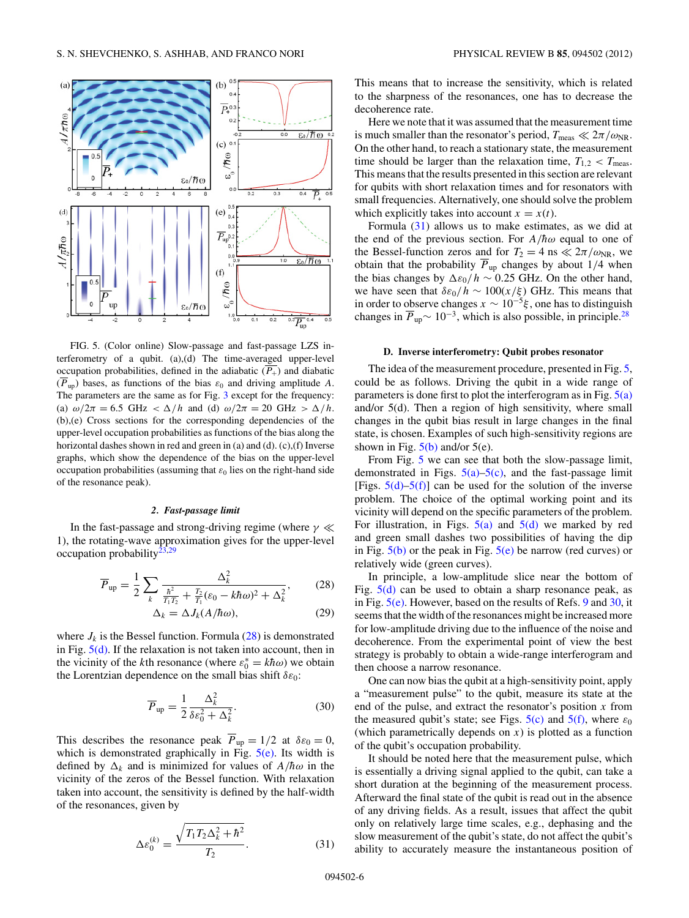FIG. 5. (Color online) Slow-passage and fast-passage LZS interferometry of a qubit. (a),(d) The time-averaged upper-level occupation probabilities, defined in the adiabatic ($\overline{P_+}$) and diabatic ($\overline{P}_{\rm up}$) bases, as functions of the bias $\varepsilon_0$ and driving amplitude $A$. The parameters are the same as for Fig. 3 except for the frequency: (a) $\omega/2\pi = 6.5$ GHz $< \Delta/h$ and (d) $\omega/2\pi = 20$ GHz $> \Delta/h$. (b),(e) Cross sections for the corresponding dependencies of the upper-level occupation probabilities as functions of the bias along the horizontal dashes shown in red and green in (a) and (d). (c),(f) Inverse graphs, which show the dependence of the bias on the upper-level occupation probabilities (assuming that $\varepsilon_0$ lies on the right-hand side of the resonance peak).

#### 2. Fast-passage limit

In the fast-passage and strong-driving regime (where $\gamma \ll 1$), the rotating-wave approximation gives for the upper-level occupation probability[23,29]

$$\overline{P}_{\rm up} = \frac{1}{2}\sum_k \frac{\Delta_k^2}{\frac{\hbar^2}{T_1 T_2} + \frac{T_2}{T_1}(\varepsilon_0 - k\hbar\omega)^2 + \Delta_k^2}, \tag{28}$$

$$\Delta_k = \Delta J_k(A/\hbar\omega), \tag{29}$$

where $J_k$ is the Bessel function. Formula (28) is demonstrated in Fig. 5(d). If the relaxation is not taken into account, then in the vicinity of the $k$th resonance (where $\varepsilon_0^* = k\hbar\omega$) we obtain the Lorentzian dependence on the small bias shift $\delta\varepsilon_0$:

$$\overline{P}_{\rm up} = \frac{1}{2}\frac{\Delta_k^2}{\delta\varepsilon_0^2 + \Delta_k^2}. \tag{30}$$

This describes the resonance peak $\overline{P}_{\rm up} = 1/2$ at $\delta\varepsilon_0 = 0$, which is demonstrated graphically in Fig. 5(e). Its width is defined by $\Delta_k$ and is minimized for values of $A/\hbar\omega$ in the vicinity of the zeros of the Bessel function. With relaxation taken into account, the sensitivity is defined by the half-width of the resonances, given by

$$\Delta\varepsilon_0^{(k)} = \frac{\sqrt{T_1 T_2 \Delta_k^2 + \hbar^2}}{T_2}. \tag{31}$$

This means that to increase the sensitivity, which is related to the sharpness of the resonances, one has to decrease the decoherence rate.

Here we note that it was assumed that the measurement time is much smaller than the resonator's period, $T_{\rm meas} \ll 2\pi/\omega_{\rm NR}$. On the other hand, to reach a stationary state, the measurement time should be larger than the relaxation time, $T_{1,2} < T_{\rm meas}$. This means that the results presented in this section are relevant for qubits with short relaxation times and for resonators with small frequencies. Alternatively, one should solve the problem which explicitly takes into account $x = x(t)$.

Formula (31) allows us to make estimates, as we did at the end of the previous section. For $A/\hbar\omega$ equal to one of the Bessel-function zeros and for $T_2 = 4$ ns $\ll 2\pi/\omega_{\rm NR}$, we obtain that the probability $\overline{P}_{\rm up}$ changes by about 1/4 when the bias changes by $\Delta\varepsilon_0/h \sim 0.25$ GHz. On the other hand, we have seen that $\delta\varepsilon_0/h \sim 100(x/\xi)$ GHz. This means that in order to observe changes $x \sim 10^{-5}\xi$, one has to distinguish changes in $\overline{P}_{\rm up} \sim 10^{-3}$, which is also possible, in principle.[28]

### D. Inverse interferometry: Qubit probes resonator

The idea of the measurement procedure, presented in Fig. 5, could be as follows. Driving the qubit in a wide range of parameters is done first to plot the interferogram as in Fig. 5(a) and/or 5(d). Then a region of high sensitivity, where small changes in the qubit bias result in large changes in the final state, is chosen. Examples of such high-sensitivity regions are shown in Fig. 5(b) and/or 5(e).

From Fig. 5 we can see that both the slow-passage limit, demonstrated in Figs. 5(a)–5(c), and the fast-passage limit [Figs. 5(d)–5(f)] can be used for the solution of the inverse problem. The choice of the optimal working point and its vicinity will depend on the specific parameters of the problem. For illustration, in Figs. 5(a) and 5(d) we marked by red and green small dashes two possibilities of having the dip in Fig. 5(b) or the peak in Fig. 5(e) be narrow (red curves) or relatively wide (green curves).

In principle, a low-amplitude slice near the bottom of Fig. 5(d) can be used to obtain a sharp resonance peak, as in Fig. 5(e). However, based on the results of Refs. 9 and 30, it seems that the width of the resonances might be increased more for low-amplitude driving due to the influence of the noise and decoherence. From the experimental point of view the best strategy is probably to obtain a wide-range interferogram and then choose a narrow resonance.

One can now bias the qubit at a high-sensitivity point, apply a "measurement pulse" to the qubit, measure its state at the end of the pulse, and extract the resonator's position $x$ from the measured qubit's state; see Figs. 5(c) and 5(f), where $\varepsilon_0$ (which parametrically depends on $x$) is plotted as a function of the qubit's occupation probability.

It should be noted here that the measurement pulse, which is essentially a driving signal applied to the qubit, can take a short duration at the beginning of the measurement process. Afterward the final state of the qubit is read out in the absence of any driving fields. As a result, issues that affect the qubit only on relatively large time scales, e.g., dephasing and the slow measurement of the qubit's state, do not affect the qubit's ability to accurately measure the instantaneous position of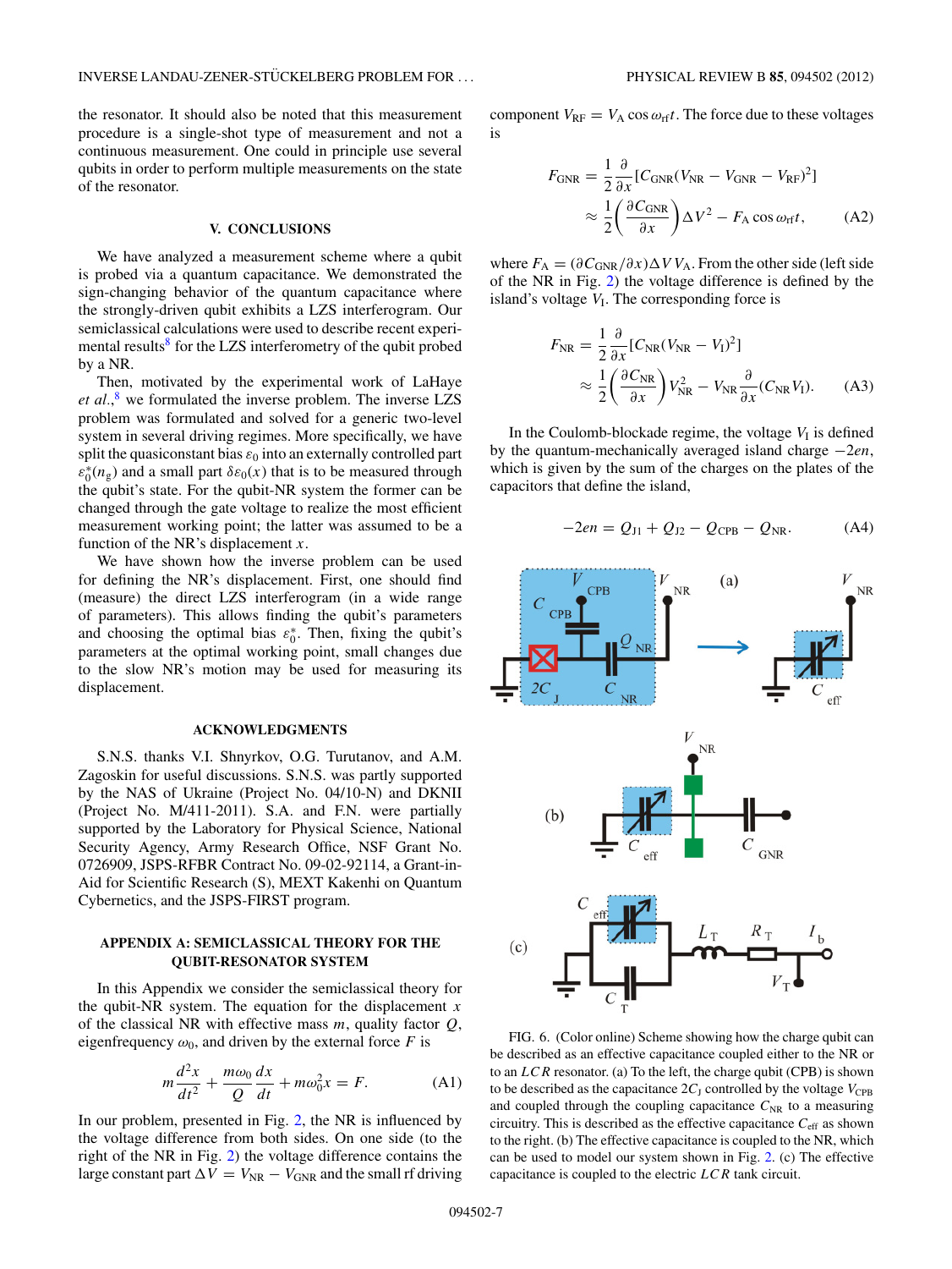the resonator. It should also be noted that this measurement procedure is a single-shot type of measurement and not a continuous measurement. One could in principle use several qubits in order to perform multiple measurements on the state of the resonator.

## V. CONCLUSIONS

We have analyzed a measurement scheme where a qubit is probed via a quantum capacitance. We demonstrated the sign-changing behavior of the quantum capacitance where the strongly-driven qubit exhibits a LZS interferogram. Our semiclassical calculations were used to describe recent experimental results[8] for the LZS interferometry of the qubit probed by a NR.

Then, motivated by the experimental work of LaHaye *et al.*,[8] we formulated the inverse problem. The inverse LZS problem was formulated and solved for a generic two-level system in several driving regimes. More specifically, we have split the quasiconstant bias $\varepsilon_0$ into an externally controlled part $\varepsilon_0^*(n_g)$ and a small part $\delta\varepsilon_0(x)$ that is to be measured through the qubit's state. For the qubit-NR system the former can be changed through the gate voltage to realize the most efficient measurement working point; the latter was assumed to be a function of the NR's displacement $x$.

We have shown how the inverse problem can be used for defining the NR's displacement. First, one should find (measure) the direct LZS interferogram (in a wide range of parameters). This allows finding the qubit's parameters and choosing the optimal bias $\varepsilon_0^*$. Then, fixing the qubit's parameters at the optimal working point, small changes due to the slow NR's motion may be used for measuring its displacement.

## ACKNOWLEDGMENTS

S.N.S. thanks V.I. Shnyrkov, O.G. Turutanov, and A.M. Zagoskin for useful discussions. S.N.S. was partly supported by the NAS of Ukraine (Project No. 04/10-N) and DKNII (Project No. M/411-2011). S.A. and F.N. were partially supported by the Laboratory for Physical Science, National Security Agency, Army Research Office, NSF Grant No. 0726909, JSPS-RFBR Contract No. 09-02-92114, a Grant-in-Aid for Scientific Research (S), MEXT Kakenhi on Quantum Cybernetics, and the JSPS-FIRST program.

## APPENDIX A: SEMICLASSICAL THEORY FOR THE QUBIT-RESONATOR SYSTEM

In this Appendix we consider the semiclassical theory for the qubit-NR system. The equation for the displacement $x$ of the classical NR with effective mass $m$, quality factor $Q$, eigenfrequency $\omega_0$, and driven by the external force $F$ is

$$m\frac{d^2x}{dt^2} + \frac{m\omega_0}{Q}\frac{dx}{dt} + m\omega_0^2 x = F. \tag{A1}$$

In our problem, presented in Fig. 2, the NR is influenced by the voltage difference from both sides. On one side (to the right of the NR in Fig. 2) the voltage difference contains the large constant part $\Delta V = V_{\mathrm{NR}} - V_{\mathrm{GNR}}$ and the small rf driving component $V_{\mathrm{RF}} = V_{\mathrm{A}}\cos\omega_{\mathrm{rf}}t$. The force due to these voltages is

$$\begin{aligned} F_{\mathrm{GNR}} &= \frac{1}{2}\frac{\partial}{\partial x}[C_{\mathrm{GNR}}(V_{\mathrm{NR}} - V_{\mathrm{GNR}} - V_{\mathrm{RF}})^2] \\ &\approx \frac{1}{2}\left(\frac{\partial C_{\mathrm{GNR}}}{\partial x}\right)\Delta V^2 - F_{\mathrm{A}}\cos\omega_{\mathrm{rf}}t, \end{aligned} \tag{A2}$$

where $F_{\mathrm{A}} = (\partial C_{\mathrm{GNR}}/\partial x)\Delta V\, V_{\mathrm{A}}$. From the other side (left side of the NR in Fig. 2) the voltage difference is defined by the island's voltage $V_{\mathrm{I}}$. The corresponding force is

$$\begin{aligned} F_{\mathrm{NR}} &= \frac{1}{2}\frac{\partial}{\partial x}[C_{\mathrm{NR}}(V_{\mathrm{NR}} - V_{\mathrm{I}})^2] \\ &\approx \frac{1}{2}\left(\frac{\partial C_{\mathrm{NR}}}{\partial x}\right)V_{\mathrm{NR}}^2 - V_{\mathrm{NR}}\frac{\partial}{\partial x}(C_{\mathrm{NR}}V_{\mathrm{I}}). \end{aligned} \tag{A3}$$

In the Coulomb-blockade regime, the voltage $V_{\mathrm{I}}$ is defined by the quantum-mechanically averaged island charge $-2en$, which is given by the sum of the charges on the plates of the capacitors that define the island,

$$-2en = Q_{\mathrm{J1}} + Q_{\mathrm{J2}} - Q_{\mathrm{CPB}} - Q_{\mathrm{NR}}. \tag{A4}$$

FIG. 6. (Color online) Scheme showing how the charge qubit can be described as an effective capacitance coupled either to the NR or to an $LCR$ resonator. (a) To the left, the charge qubit (CPB) is shown to be described as the capacitance $2C_J$ controlled by the voltage $V_{\mathrm{CPB}}$ and coupled through the coupling capacitance $C_{\mathrm{NR}}$ to a measuring circuitry. This is described as the effective capacitance $C_{\mathrm{eff}}$ as shown to the right. (b) The effective capacitance is coupled to the NR, which can be used to model our system shown in Fig. 2. (c) The effective capacitance is coupled to the electric $LCR$ tank circuit.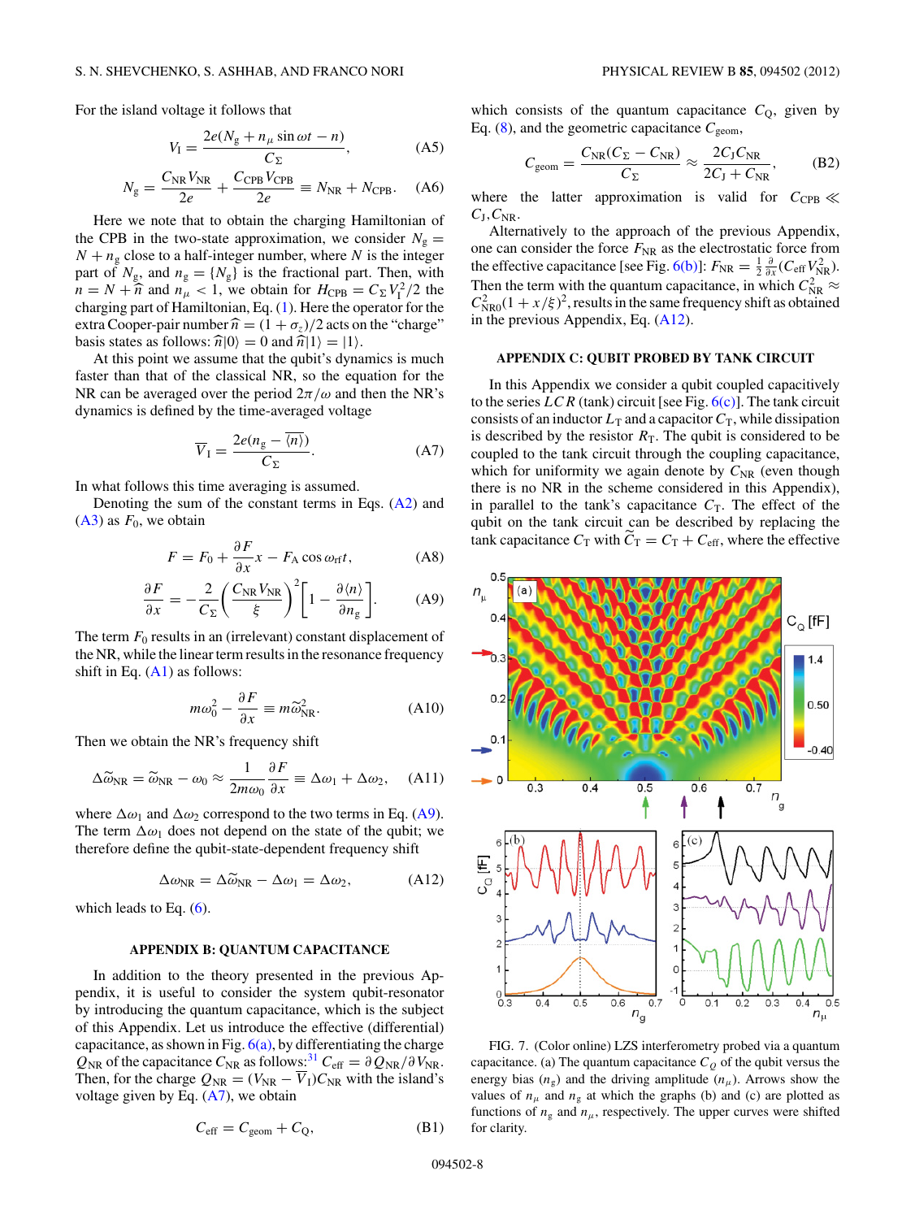For the island voltage it follows that

$$V_{\rm I} = \frac{2e(N_{\rm g} + n_\mu \sin \omega t - n)}{C_\Sigma}, \tag{A5}$$

$$N_{\rm g} = \frac{C_{\rm NR} V_{\rm NR}}{2e} + \frac{C_{\rm CPB} V_{\rm CPB}}{2e} \equiv N_{\rm NR} + N_{\rm CPB}. \tag{A6}$$

Here we note that to obtain the charging Hamiltonian of the CPB in the two-state approximation, we consider $N_{\rm g} = N + n_{\rm g}$ close to a half-integer number, where $N$ is the integer part of $N_{\rm g}$, and $n_{\rm g} = \{N_{\rm g}\}$ is the fractional part. Then, with $n = N + \widehat{n}$ and $n_\mu < 1$, we obtain for $H_{\rm CPB} = C_\Sigma V_{\rm I}^2/2$ the charging part of Hamiltonian, Eq. (1). Here the operator for the extra Cooper-pair number $\widehat{n} = (1 + \sigma_z)/2$ acts on the "charge" basis states as follows: $\widehat{n}|0\rangle = 0$ and $\widehat{n}|1\rangle = |1\rangle$.

At this point we assume that the qubit's dynamics is much faster than that of the classical NR, so the equation for the NR can be averaged over the period $2\pi/\omega$ and then the NR's dynamics is defined by the time-averaged voltage

$$\overline{V_{\rm I}} = \frac{2e(n_{\rm g} - \overline{\langle n \rangle})}{C_\Sigma}. \tag{A7}$$

In what follows this time averaging is assumed.

Denoting the sum of the constant terms in Eqs. (A2) and (A3) as $F_0$, we obtain

$$F = F_0 + \frac{\partial F}{\partial x} x - F_{\rm A} \cos \omega_{\rm rf} t, \tag{A8}$$

$$\frac{\partial F}{\partial x} = -\frac{2}{C_\Sigma}\left(\frac{C_{\rm NR} V_{\rm NR}}{\xi}\right)^2 \left[1 - \frac{\partial \langle n \rangle}{\partial n_{\rm g}}\right]. \tag{A9}$$

The term $F_0$ results in an (irrelevant) constant displacement of the NR, while the linear term results in the resonance frequency shift in Eq. (A1) as follows:

$$m\omega_0^2 - \frac{\partial F}{\partial x} \equiv m\widetilde{\omega}_{\rm NR}^2. \tag{A10}$$

Then we obtain the NR's frequency shift

$$\Delta\widetilde{\omega}_{\rm NR} = \widetilde{\omega}_{\rm NR} - \omega_0 \approx \frac{1}{2m\omega_0}\frac{\partial F}{\partial x} \equiv \Delta\omega_1 + \Delta\omega_2, \tag{A11}$$

where $\Delta\omega_1$ and $\Delta\omega_2$ correspond to the two terms in Eq. (A9). The term $\Delta\omega_1$ does not depend on the state of the qubit; we therefore define the qubit-state-dependent frequency shift

$$\Delta\omega_{\rm NR} = \Delta\widetilde{\omega}_{\rm NR} - \Delta\omega_1 = \Delta\omega_2, \tag{A12}$$

which leads to Eq. (6).

## APPENDIX B: QUANTUM CAPACITANCE

In addition to the theory presented in the previous Appendix, it is useful to consider the system qubit-resonator by introducing the quantum capacitance, which is the subject of this Appendix. Let us introduce the effective (differential) capacitance, as shown in Fig. 6(a), by differentiating the charge $Q_{\rm NR}$ of the capacitance $C_{\rm NR}$ as follows:[31] $C_{\rm eff} = \partial Q_{\rm NR}/\partial V_{\rm NR}$. Then, for the charge $Q_{\rm NR} = (V_{\rm NR} - \overline{V}_{\rm I})C_{\rm NR}$ with the island's voltage given by Eq. (A7), we obtain

$$C_{\rm eff} = C_{\rm geom} + C_{\rm Q}, \tag{B1}$$

which consists of the quantum capacitance $C_{\rm Q}$, given by Eq. (8), and the geometric capacitance $C_{\rm geom}$,

$$C_{\rm geom} = \frac{C_{\rm NR}(C_\Sigma - C_{\rm NR})}{C_\Sigma} \approx \frac{2C_{\rm J}C_{\rm NR}}{2C_{\rm J} + C_{\rm NR}}, \tag{B2}$$

where the latter approximation is valid for $C_{\rm CPB} \ll C_{\rm J}, C_{\rm NR}$.

Alternatively to the approach of the previous Appendix, one can consider the force $F_{\rm NR}$ as the electrostatic force from the effective capacitance [see Fig. 6(b)]: $F_{\rm NR} = \frac{1}{2}\frac{\partial}{\partial x}(C_{\rm eff} V_{\rm NR}^2)$. Then the term with the quantum capacitance, in which $C_{\rm NR}^2 \approx C_{\rm NR0}^2(1 + x/\xi)^2$, results in the same frequency shift as obtained in the previous Appendix, Eq. (A12).

## APPENDIX C: QUBIT PROBED BY TANK CIRCUIT

In this Appendix we consider a qubit coupled capacitively to the series $LCR$ (tank) circuit [see Fig. 6(c)]. The tank circuit consists of an inductor $L_{\rm T}$ and a capacitor $C_{\rm T}$, while dissipation is described by the resistor $R_{\rm T}$. The qubit is considered to be coupled to the tank circuit through the coupling capacitance, which for uniformity we again denote by $C_{\rm NR}$ (even though there is no NR in the scheme considered in this Appendix), in parallel to the tank's capacitance $C_{\rm T}$. The effect of the qubit on the tank circuit can be described by replacing the tank capacitance $C_{\rm T}$ with $\widetilde{C}_{\rm T} = C_{\rm T} + C_{\rm eff}$, where the effective

FIG. 7. (Color online) LZS interferometry probed via a quantum capacitance. (a) The quantum capacitance $C_Q$ of the qubit versus the energy bias ($n_{\rm g}$) and the driving amplitude ($n_\mu$). Arrows show the values of $n_\mu$ and $n_{\rm g}$ at which the graphs (b) and (c) are plotted as functions of $n_{\rm g}$ and $n_\mu$, respectively. The upper curves were shifted for clarity.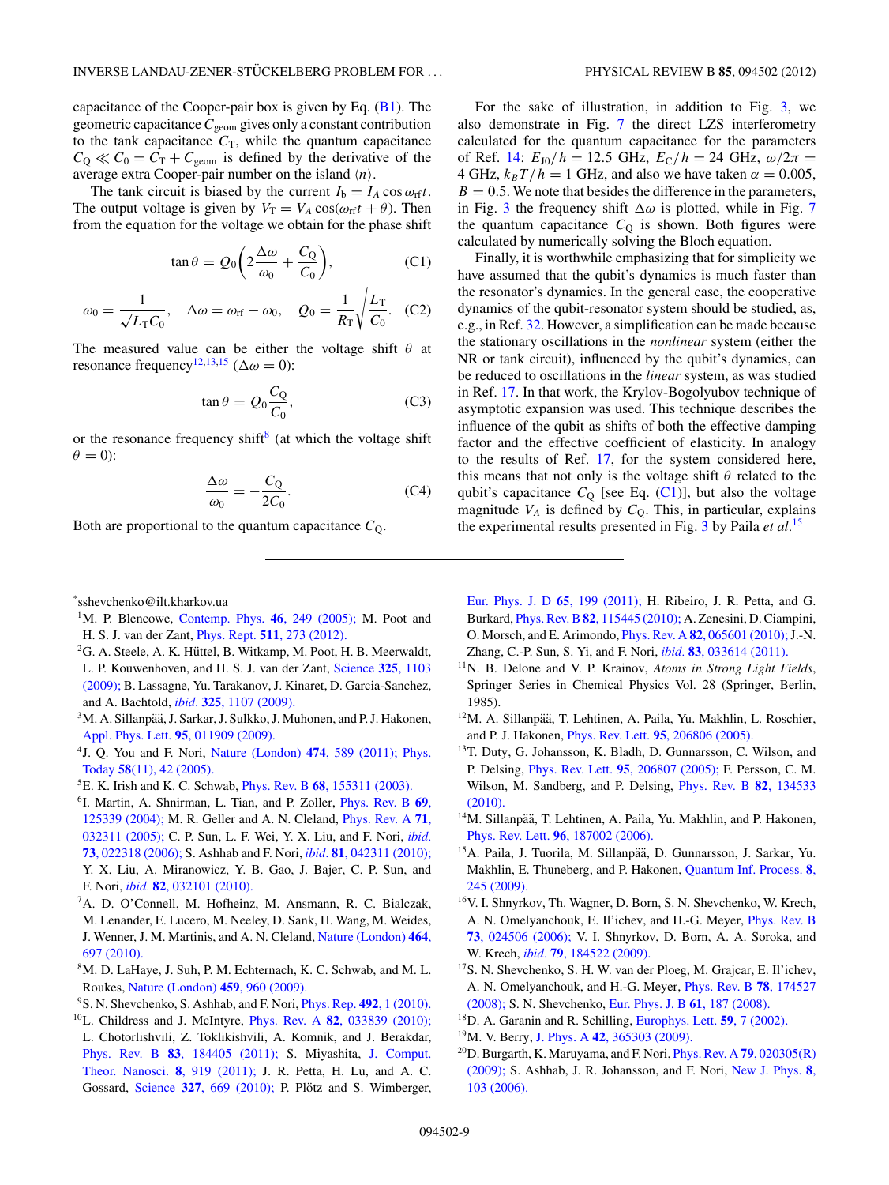capacitance of the Cooper-pair box is given by Eq. (B1). The geometric capacitance $C_{\mathrm{geom}}$ gives only a constant contribution to the tank capacitance $C_{\mathrm{T}}$, while the quantum capacitance $C_{\mathrm{Q}} \ll C_0 = C_{\mathrm{T}} + C_{\mathrm{geom}}$ is defined by the derivative of the average extra Cooper-pair number on the island $\langle n \rangle$.

The tank circuit is biased by the current $I_{\mathrm{b}} = I_A \cos \omega_{\mathrm{rf}} t$. The output voltage is given by $V_{\mathrm{T}} = V_A \cos(\omega_{\mathrm{rf}} t + \theta)$. Then from the equation for the voltage we obtain for the phase shift

$$\tan \theta = Q_0 \left( 2 \frac{\Delta \omega}{\omega_0} + \frac{C_{\mathrm{Q}}}{C_0} \right), \tag{C1}$$

$$\omega_0 = \frac{1}{\sqrt{L_{\mathrm{T}} C_0}}, \quad \Delta \omega = \omega_{\mathrm{rf}} - \omega_0, \quad Q_0 = \frac{1}{R_{\mathrm{T}}} \sqrt{\frac{L_{\mathrm{T}}}{C_0}}. \tag{C2}$$

The measured value can be either the voltage shift $\theta$ at resonance frequency[12,13,15] ($\Delta\omega = 0$):

$$\tan \theta = Q_0 \frac{C_{\mathrm{Q}}}{C_0}, \tag{C3}$$

or the resonance frequency shift[8] (at which the voltage shift $\theta = 0$):

$$\frac{\Delta \omega}{\omega_0} = -\frac{C_{\mathrm{Q}}}{2C_0}. \tag{C4}$$

Both are proportional to the quantum capacitance $C_{\mathrm{Q}}$.

For the sake of illustration, in addition to Fig. 3, we also demonstrate in Fig. 7 the direct LZS interferometry calculated for the quantum capacitance for the parameters of Ref. 14: $E_{J0}/h = 12.5$ GHz, $E_{\mathrm{C}}/h = 24$ GHz, $\omega/2\pi = 4$ GHz, $k_B T/h = 1$ GHz, and also we have taken $\alpha = 0.005$, $B = 0.5$. We note that besides the difference in the parameters, in Fig. 3 the frequency shift $\Delta\omega$ is plotted, while in Fig. 7 the quantum capacitance $C_{\mathrm{Q}}$ is shown. Both figures were calculated by numerically solving the Bloch equation.

Finally, it is worthwhile emphasizing that for simplicity we have assumed that the qubit's dynamics is much faster than the resonator's dynamics. In the general case, the cooperative dynamics of the qubit-resonator system should be studied, as, e.g., in Ref. 32. However, a simplification can be made because the stationary oscillations in the *nonlinear* system (either the NR or tank circuit), influenced by the qubit's dynamics, can be reduced to oscillations in the *linear* system, as was studied in Ref. 17. In that work, the Krylov-Bogolyubov technique of asymptotic expansion was used. This technique describes the influence of the qubit as shifts of both the effective damping factor and the effective coefficient of elasticity. In analogy to the results of Ref. 17, for the system considered here, this means that not only is the voltage shift $\theta$ related to the qubit's capacitance $C_{\mathrm{Q}}$ [see Eq. (C1)], but also the voltage magnitude $V_A$ is defined by $C_{\mathrm{Q}}$. This, in particular, explains the experimental results presented in Fig. 3 by Paila *et al.*[15]

---

*sshevchenko@ilt.kharkov.ua

[1] M. P. Blencowe, Contemp. Phys. **46**, 249 (2005); M. Poot and H. S. J. van der Zant, Phys. Rept. **511**, 273 (2012).

[2] G. A. Steele, A. K. Hüttel, B. Witkamp, M. Poot, H. B. Meerwaldt, L. P. Kouwenhoven, and H. S. J. van der Zant, Science **325**, 1103 (2009); B. Lassagne, Yu. Tarakanov, J. Kinaret, D. Garcia-Sanchez, and A. Bachtold, *ibid.* **325**, 1107 (2009).

[3] M. A. Sillanpää, J. Sarkar, J. Sulkko, J. Muhonen, and P. J. Hakonen, Appl. Phys. Lett. **95**, 011909 (2009).

[4] J. Q. You and F. Nori, Nature (London) **474**, 589 (2011); Phys. Today **58**(11), 42 (2005).

[5] E. K. Irish and K. C. Schwab, Phys. Rev. B **68**, 155311 (2003).

[6] I. Martin, A. Shnirman, L. Tian, and P. Zoller, Phys. Rev. B **69**, 125339 (2004); M. R. Geller and A. N. Cleland, Phys. Rev. A **71**, 032311 (2005); C. P. Sun, L. F. Wei, Y. X. Liu, and F. Nori, *ibid.* **73**, 022318 (2006); S. Ashhab and F. Nori, *ibid.* **81**, 042311 (2010); Y. X. Liu, A. Miranowicz, Y. B. Gao, J. Bajer, C. P. Sun, and F. Nori, *ibid.* **82**, 032101 (2010).

[7] A. D. O'Connell, M. Hofheinz, M. Ansmann, R. C. Bialczak, M. Lenander, E. Lucero, M. Neeley, D. Sank, H. Wang, M. Weides, J. Wenner, J. M. Martinis, and A. N. Cleland, Nature (London) **464**, 697 (2010).

[8] M. D. LaHaye, J. Suh, P. M. Echternach, K. C. Schwab, and M. L. Roukes, Nature (London) **459**, 960 (2009).

[9] S. N. Shevchenko, S. Ashhab, and F. Nori, Phys. Rep. **492**, 1 (2010).

[10] L. Childress and J. McIntyre, Phys. Rev. A **82**, 033839 (2010); L. Chotorlishvili, Z. Toklikishvili, A. Komnik, and J. Berakdar, Phys. Rev. B **83**, 184405 (2011); S. Miyashita, J. Comput. Theor. Nanosci. **8**, 919 (2011); J. R. Petta, H. Lu, and A. C. Gossard, Science **327**, 669 (2010); P. Plötz and S. Wimberger, Eur. Phys. J. D **65**, 199 (2011); H. Ribeiro, J. R. Petta, and G. Burkard, Phys. Rev. B **82**, 115445 (2010); A. Zenesini, D. Ciampini, O. Morsch, and E. Arimondo, Phys. Rev. A **82**, 065601 (2010); J.-N. Zhang, C.-P. Sun, S. Yi, and F. Nori, *ibid.* **83**, 033614 (2011).

[11] N. B. Delone and V. P. Krainov, *Atoms in Strong Light Fields*, Springer Series in Chemical Physics Vol. 28 (Springer, Berlin, 1985).

[12] M. A. Sillanpää, T. Lehtinen, A. Paila, Yu. Makhlin, L. Roschier, and P. J. Hakonen, Phys. Rev. Lett. **95**, 206806 (2005).

[13] T. Duty, G. Johansson, K. Bladh, D. Gunnarsson, C. Wilson, and P. Delsing, Phys. Rev. Lett. **95**, 206807 (2005); F. Persson, C. M. Wilson, M. Sandberg, and P. Delsing, Phys. Rev. B **82**, 134533 (2010).

[14] M. Sillanpää, T. Lehtinen, A. Paila, Yu. Makhlin, and P. Hakonen, Phys. Rev. Lett. **96**, 187002 (2006).

[15] A. Paila, J. Tuorila, M. Sillanpää, D. Gunnarsson, J. Sarkar, Yu. Makhlin, E. Thuneberg, and P. Hakonen, Quantum Inf. Process. **8**, 245 (2009).

[16] V. I. Shnyrkov, Th. Wagner, D. Born, S. N. Shevchenko, W. Krech, A. N. Omelyanchouk, E. Il'ichev, and H.-G. Meyer, Phys. Rev. B **73**, 024506 (2006); V. I. Shnyrkov, D. Born, A. A. Soroka, and W. Krech, *ibid.* **79**, 184522 (2009).

[17] S. N. Shevchenko, S. H. W. van der Ploeg, M. Grajcar, E. Il'ichev, A. N. Omelyanchouk, and H.-G. Meyer, Phys. Rev. B **78**, 174527 (2008); S. N. Shevchenko, Eur. Phys. J. B **61**, 187 (2008).

[18] D. A. Garanin and R. Schilling, Europhys. Lett. **59**, 7 (2002).

[19] M. V. Berry, J. Phys. A **42**, 365303 (2009).

[20] D. Burgarth, K. Maruyama, and F. Nori, Phys. Rev. A **79**, 020305(R) (2009); S. Ashhab, J. R. Johansson, and F. Nori, New J. Phys. **8**, 103 (2006).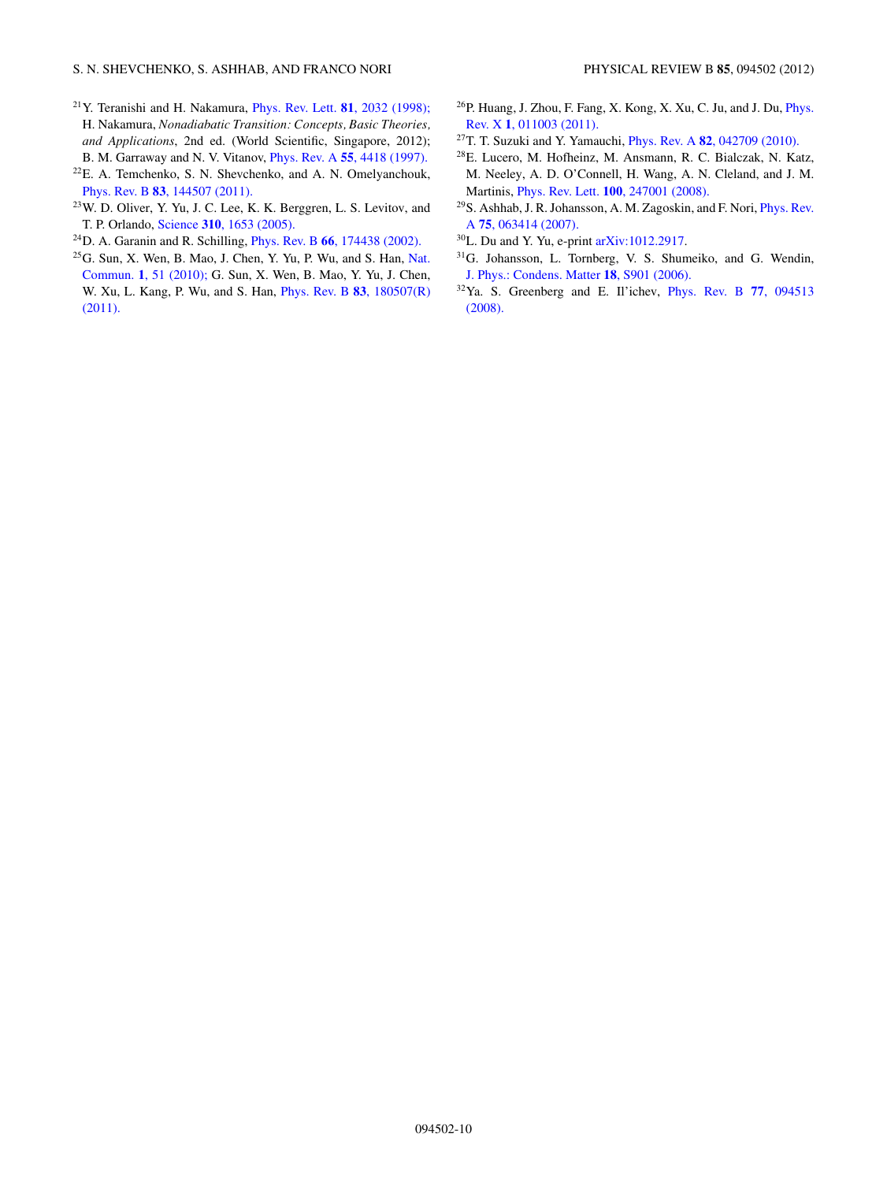[21] Y. Teranishi and H. Nakamura, Phys. Rev. Lett. **81**, 2032 (1998); H. Nakamura, *Nonadiabatic Transition: Concepts, Basic Theories, and Applications*, 2nd ed. (World Scientific, Singapore, 2012); B. M. Garraway and N. V. Vitanov, Phys. Rev. A **55**, 4418 (1997).

[22] E. A. Temchenko, S. N. Shevchenko, and A. N. Omelyanchouk, Phys. Rev. B **83**, 144507 (2011).

[23] W. D. Oliver, Y. Yu, J. C. Lee, K. K. Berggren, L. S. Levitov, and T. P. Orlando, Science **310**, 1653 (2005).

[24] D. A. Garanin and R. Schilling, Phys. Rev. B **66**, 174438 (2002).

[25] G. Sun, X. Wen, B. Mao, J. Chen, Y. Yu, P. Wu, and S. Han, Nat. Commun. **1**, 51 (2010); G. Sun, X. Wen, B. Mao, Y. Yu, J. Chen, W. Xu, L. Kang, P. Wu, and S. Han, Phys. Rev. B **83**, 180507(R) (2011).

[26] P. Huang, J. Zhou, F. Fang, X. Kong, X. Xu, C. Ju, and J. Du, Phys. Rev. X **1**, 011003 (2011).

[27] T. T. Suzuki and Y. Yamauchi, Phys. Rev. A **82**, 042709 (2010).

[28] E. Lucero, M. Hofheinz, M. Ansmann, R. C. Bialczak, N. Katz, M. Neeley, A. D. O'Connell, H. Wang, A. N. Cleland, and J. M. Martinis, Phys. Rev. Lett. **100**, 247001 (2008).

[29] S. Ashhab, J. R. Johansson, A. M. Zagoskin, and F. Nori, Phys. Rev. A **75**, 063414 (2007).

[30] L. Du and Y. Yu, e-print arXiv:1012.2917.

[31] G. Johansson, L. Tornberg, V. S. Shumeiko, and G. Wendin, J. Phys.: Condens. Matter **18**, S901 (2006).

[32] Ya. S. Greenberg and E. Il'ichev, Phys. Rev. B **77**, 094513 (2008).